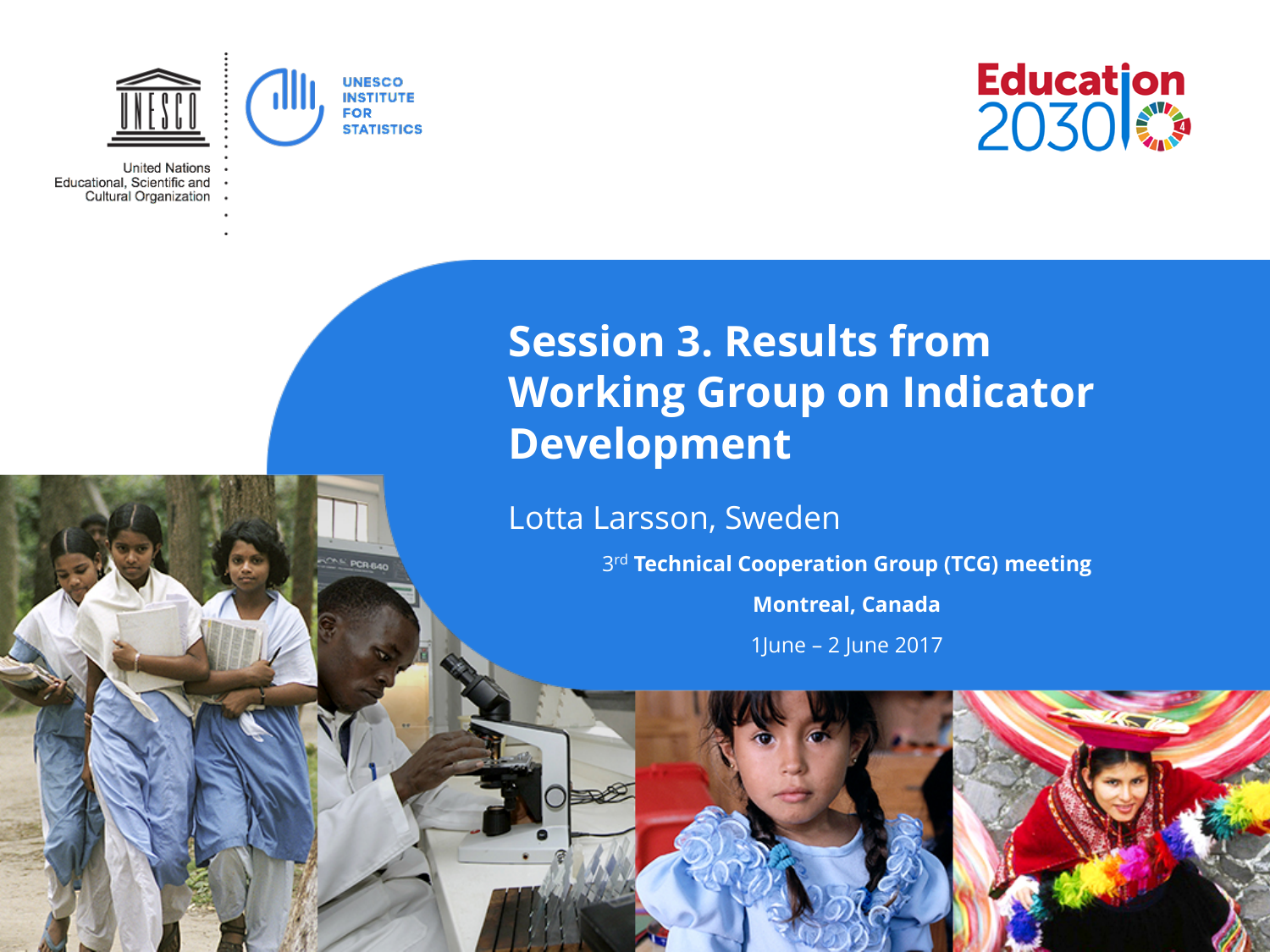UNESCO INSTITUTE FOR STATISTICS

United Nations Educational, Scientific and Cultural Organization

Education 2030

# Session 3. Results from Working Group on Indicator Development

Lotta Larsson, Sweden

3rd Technical Cooperation Group (TCG) meeting

Montreal, Canada

1June – 2 June 2017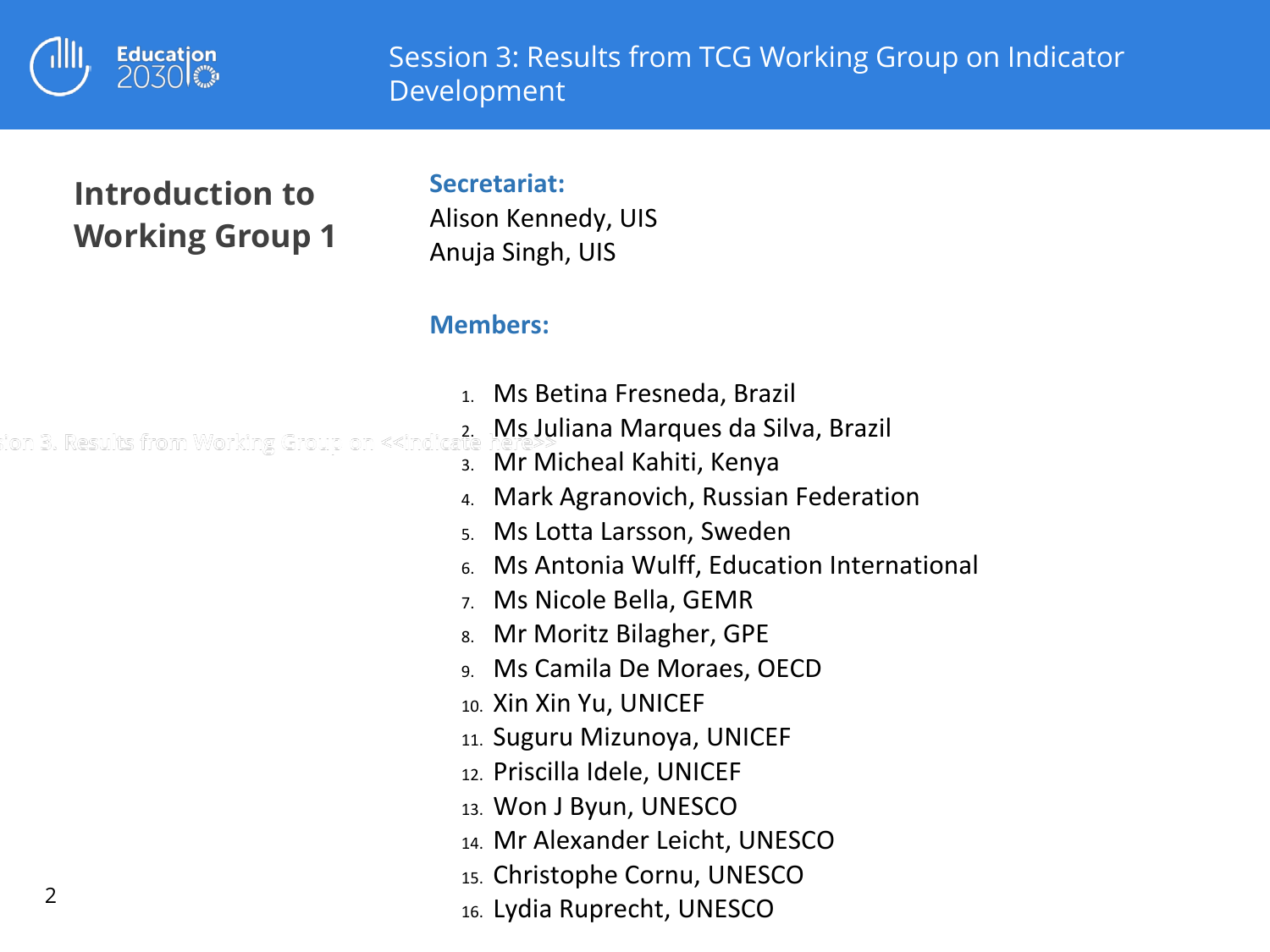# Session 3: Results from TCG Working Group on Indicator Development

## Introduction to Working Group 1

**Secretariat:**

Alison Kennedy, UIS
Anuja Singh, UIS

**Members:**

1. Ms Betina Fresneda, Brazil
2. Ms Juliana Marques da Silva, Brazil
3. Mr Micheal Kahiti, Kenya
4. Mark Agranovich, Russian Federation
5. Ms Lotta Larsson, Sweden
6. Ms Antonia Wulff, Education International
7. Ms Nicole Bella, GEMR
8. Mr Moritz Bilagher, GPE
9. Ms Camila De Moraes, OECD
10. Xin Xin Yu, UNICEF
11. Suguru Mizunoya, UNICEF
12. Priscilla Idele, UNICEF
13. Won J Byun, UNESCO
14. Mr Alexander Leicht, UNESCO
15. Christophe Cornu, UNESCO
16. Lydia Ruprecht, UNESCO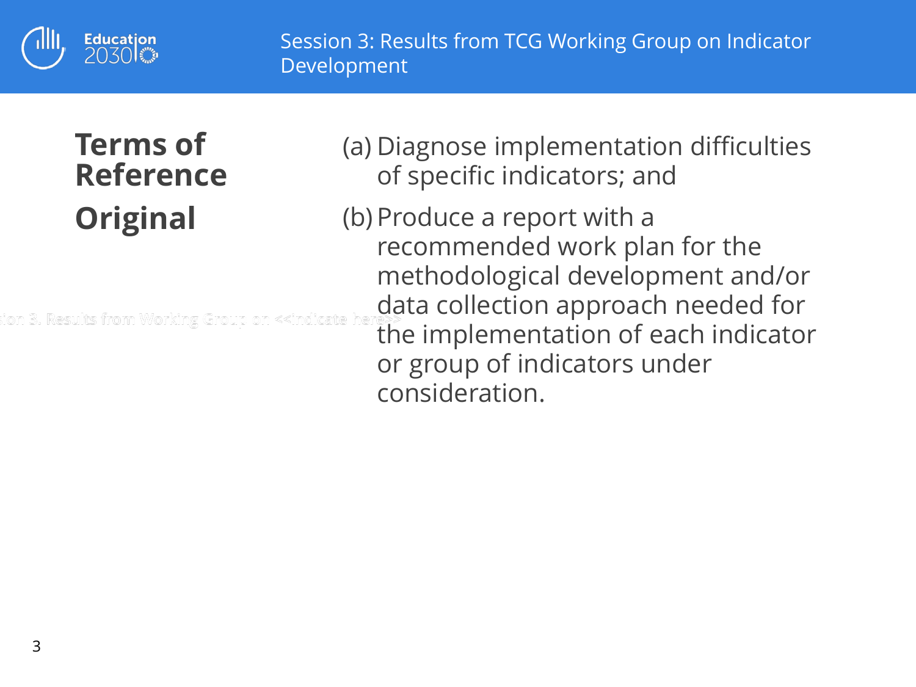## Terms of Reference Original

(a) Diagnose implementation difficulties of specific indicators; and

(b) Produce a report with a recommended work plan for the methodological development and/or data collection approach needed for the implementation of each indicator or group of indicators under consideration.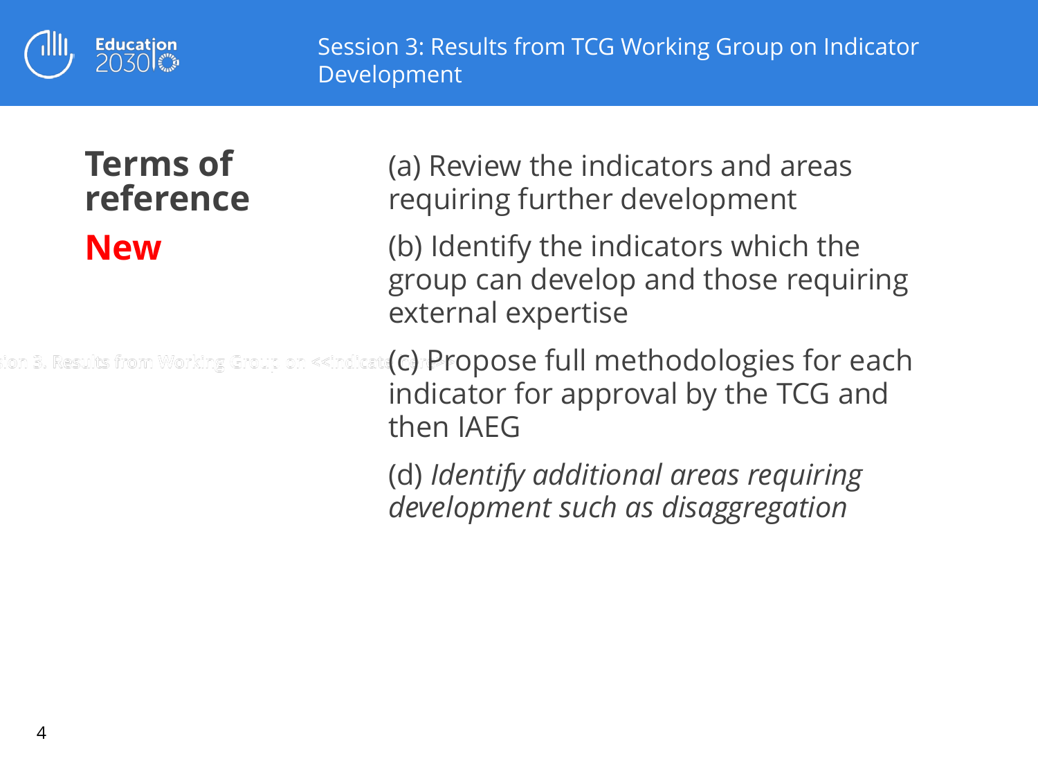## Terms of reference

**New**

(a) Review the indicators and areas requiring further development

(b) Identify the indicators which the group can develop and those requiring external expertise

(c) Propose full methodologies for each indicator for approval by the TCG and then IAEG

(d) *Identify additional areas requiring development such as disaggregation*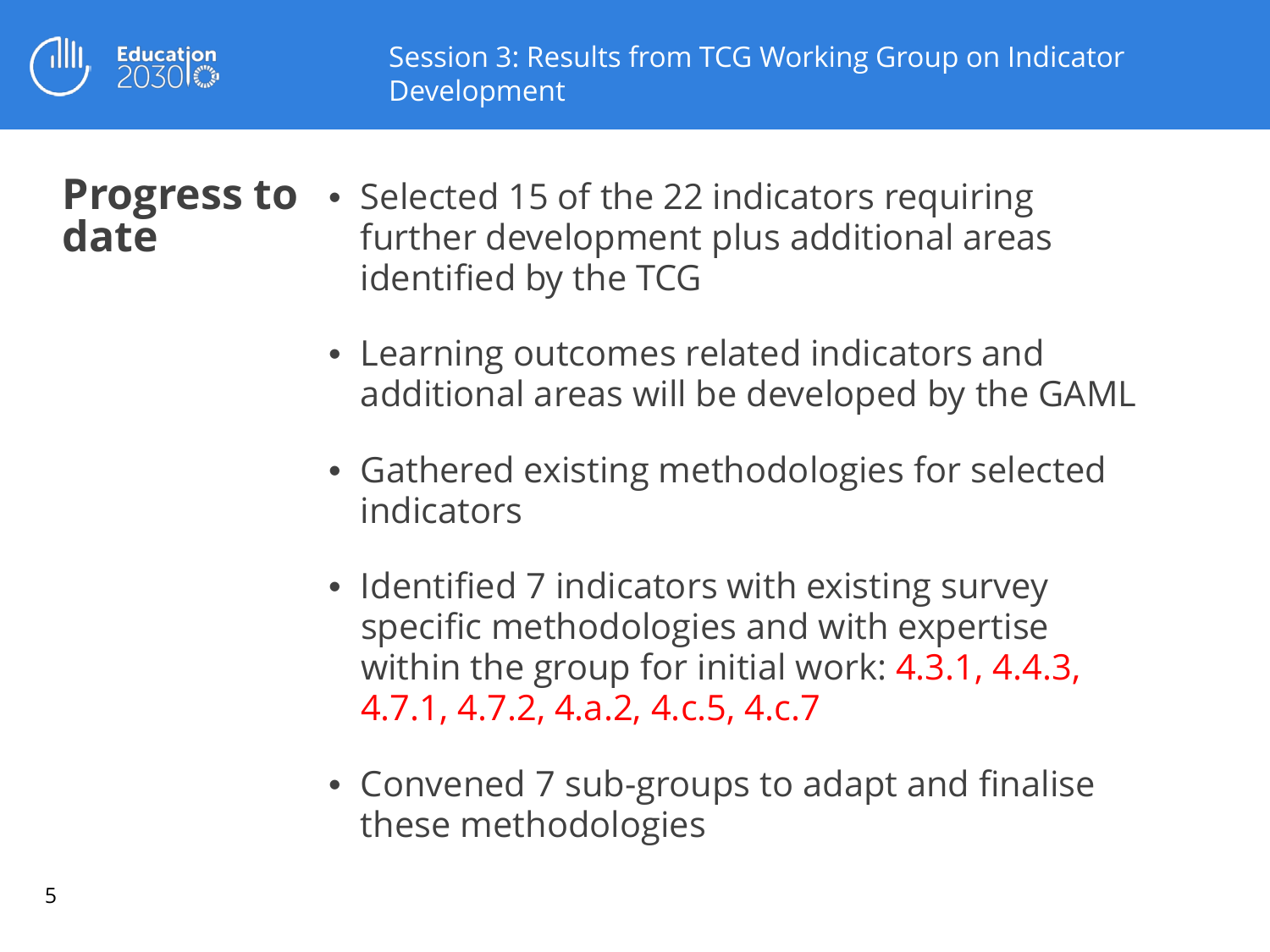## Progress to date

- Selected 15 of the 22 indicators requiring further development plus additional areas identified by the TCG
- Learning outcomes related indicators and additional areas will be developed by the GAML
- Gathered existing methodologies for selected indicators
- Identified 7 indicators with existing survey specific methodologies and with expertise within the group for initial work: 4.3.1, 4.4.3, 4.7.1, 4.7.2, 4.a.2, 4.c.5, 4.c.7
- Convened 7 sub-groups to adapt and finalise these methodologies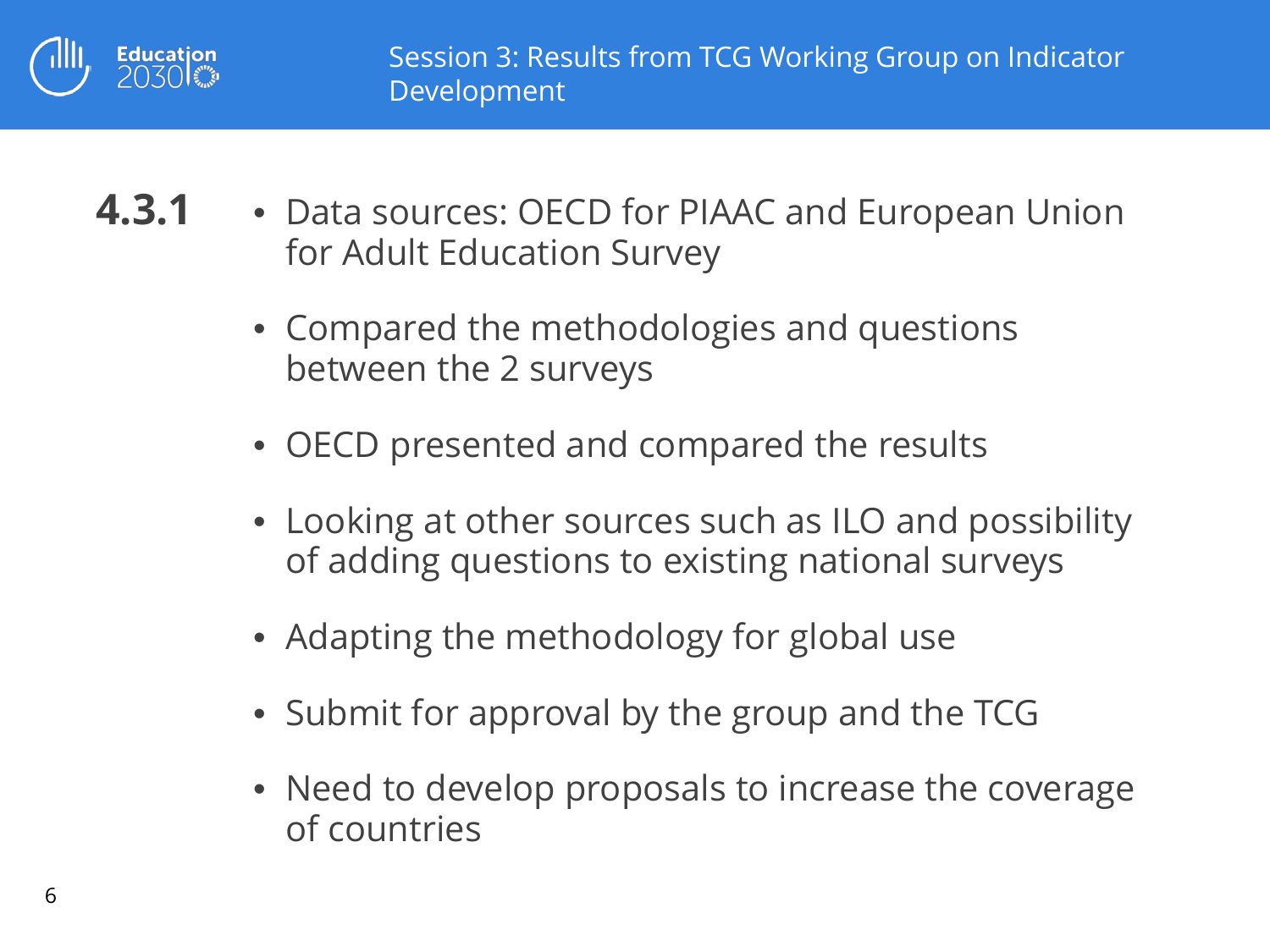## 4.3.1

- Data sources: OECD for PIAAC and European Union for Adult Education Survey
- Compared the methodologies and questions between the 2 surveys
- OECD presented and compared the results
- Looking at other sources such as ILO and possibility of adding questions to existing national surveys
- Adapting the methodology for global use
- Submit for approval by the group and the TCG
- Need to develop proposals to increase the coverage of countries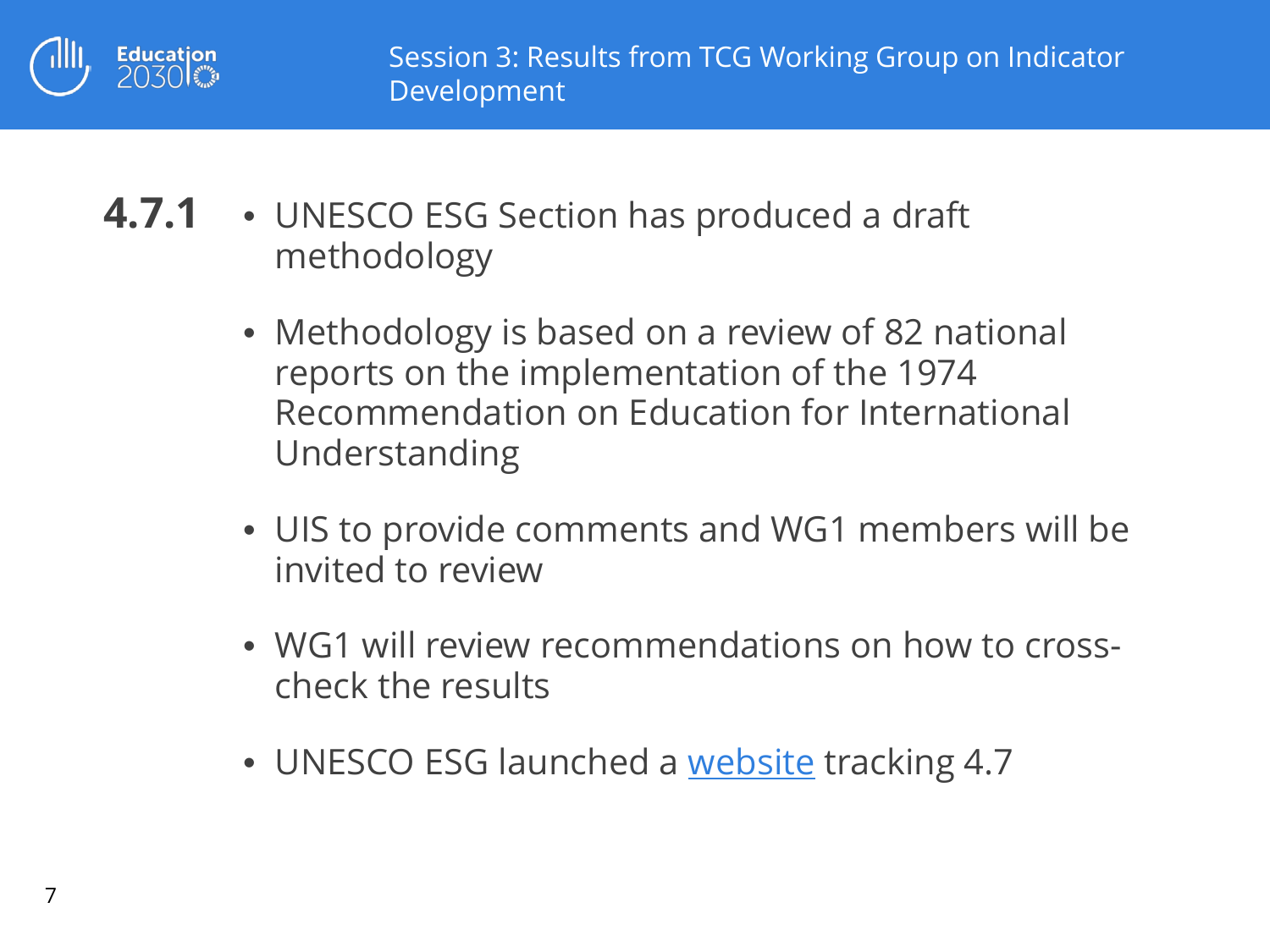Session 3: Results from TCG Working Group on Indicator Development

**4.7.1**

- UNESCO ESG Section has produced a draft methodology
- Methodology is based on a review of 82 national reports on the implementation of the 1974 Recommendation on Education for International Understanding
- UIS to provide comments and WG1 members will be invited to review
- WG1 will review recommendations on how to cross-check the results
- UNESCO ESG launched a website tracking 4.7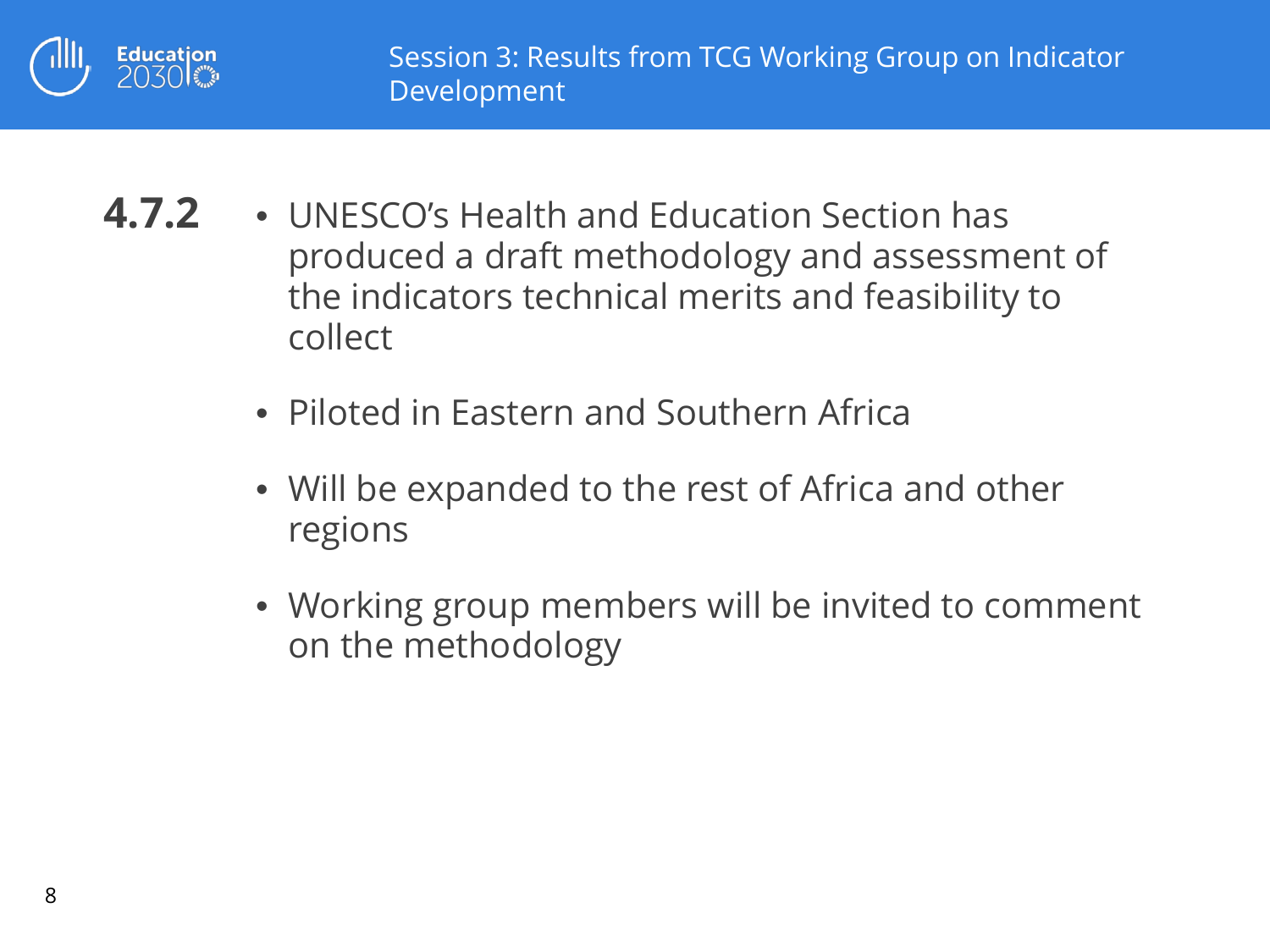## 4.7.2

- UNESCO's Health and Education Section has produced a draft methodology and assessment of the indicators technical merits and feasibility to collect
- Piloted in Eastern and Southern Africa
- Will be expanded to the rest of Africa and other regions
- Working group members will be invited to comment on the methodology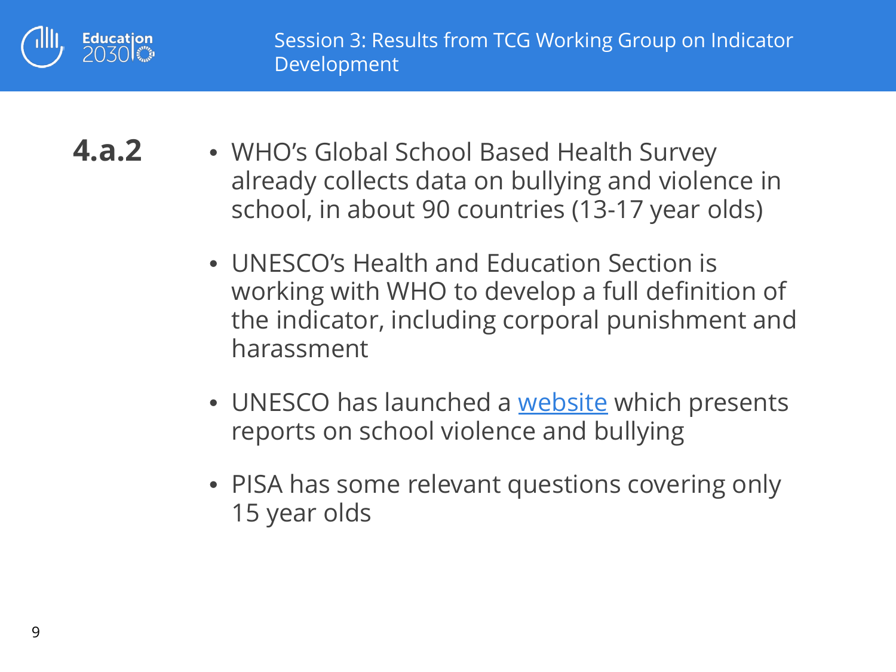## 4.a.2

- WHO's Global School Based Health Survey already collects data on bullying and violence in school, in about 90 countries (13-17 year olds)
- UNESCO's Health and Education Section is working with WHO to develop a full definition of the indicator, including corporal punishment and harassment
- UNESCO has launched a website which presents reports on school violence and bullying
- PISA has some relevant questions covering only 15 year olds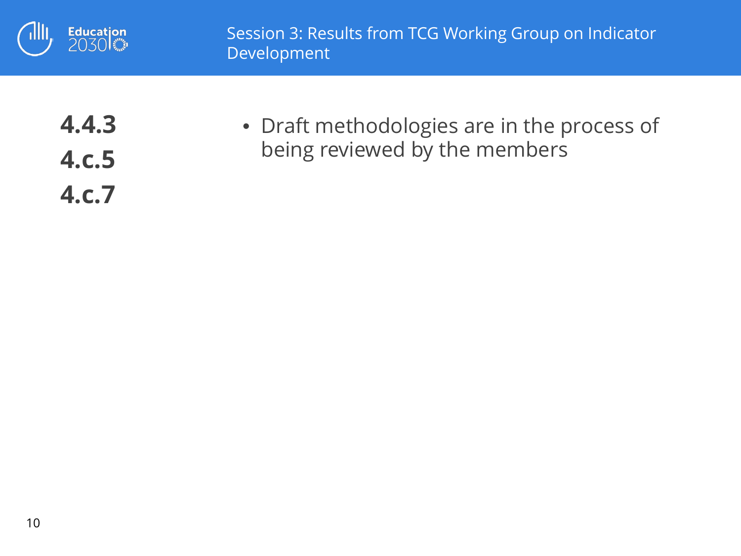**4.4.3**

**4.c.5**

**4.c.7**

- Draft methodologies are in the process of being reviewed by the members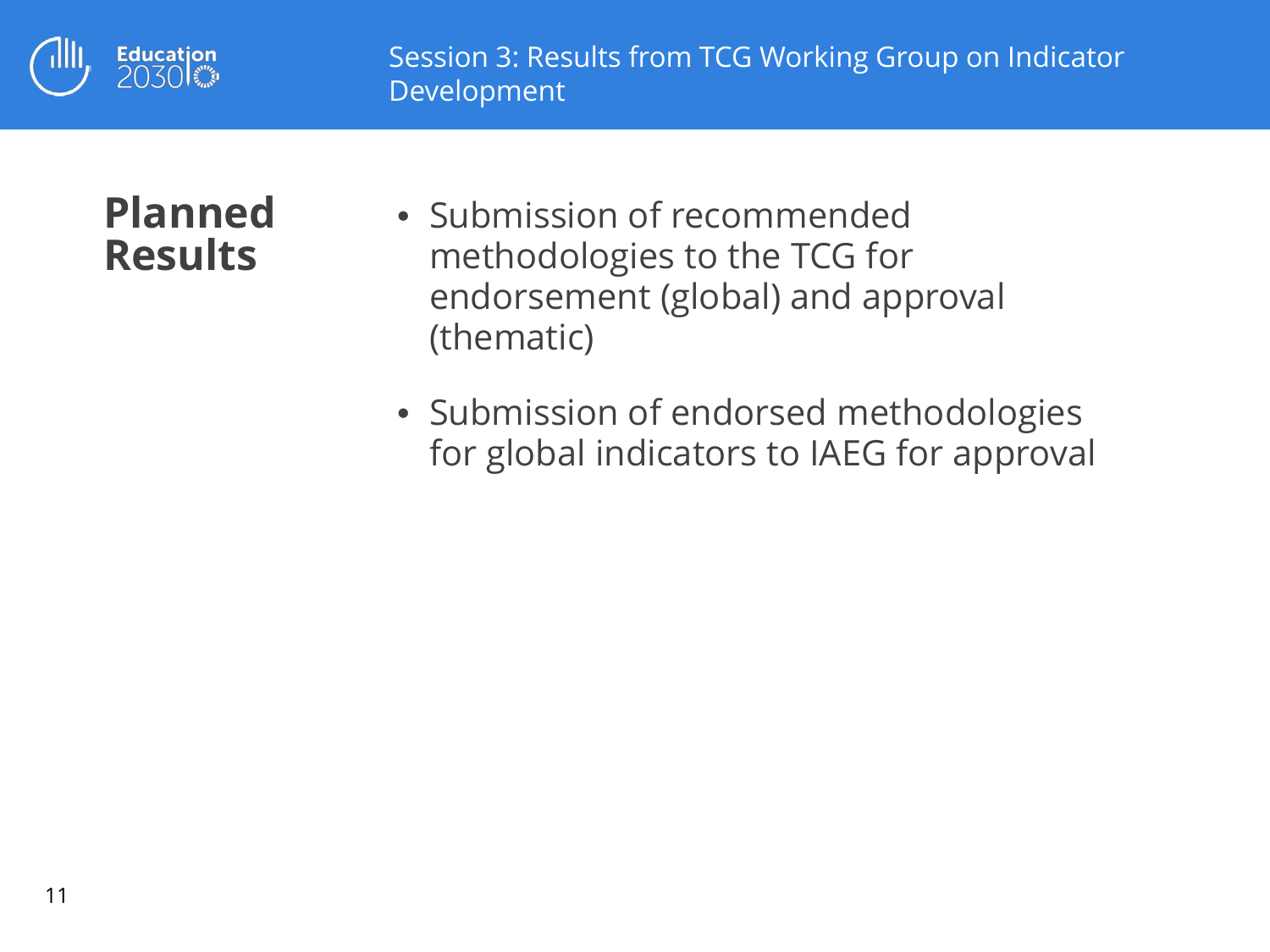Session 3: Results from TCG Working Group on Indicator Development

## Planned Results

- Submission of recommended methodologies to the TCG for endorsement (global) and approval (thematic)
- Submission of endorsed methodologies for global indicators to IAEG for approval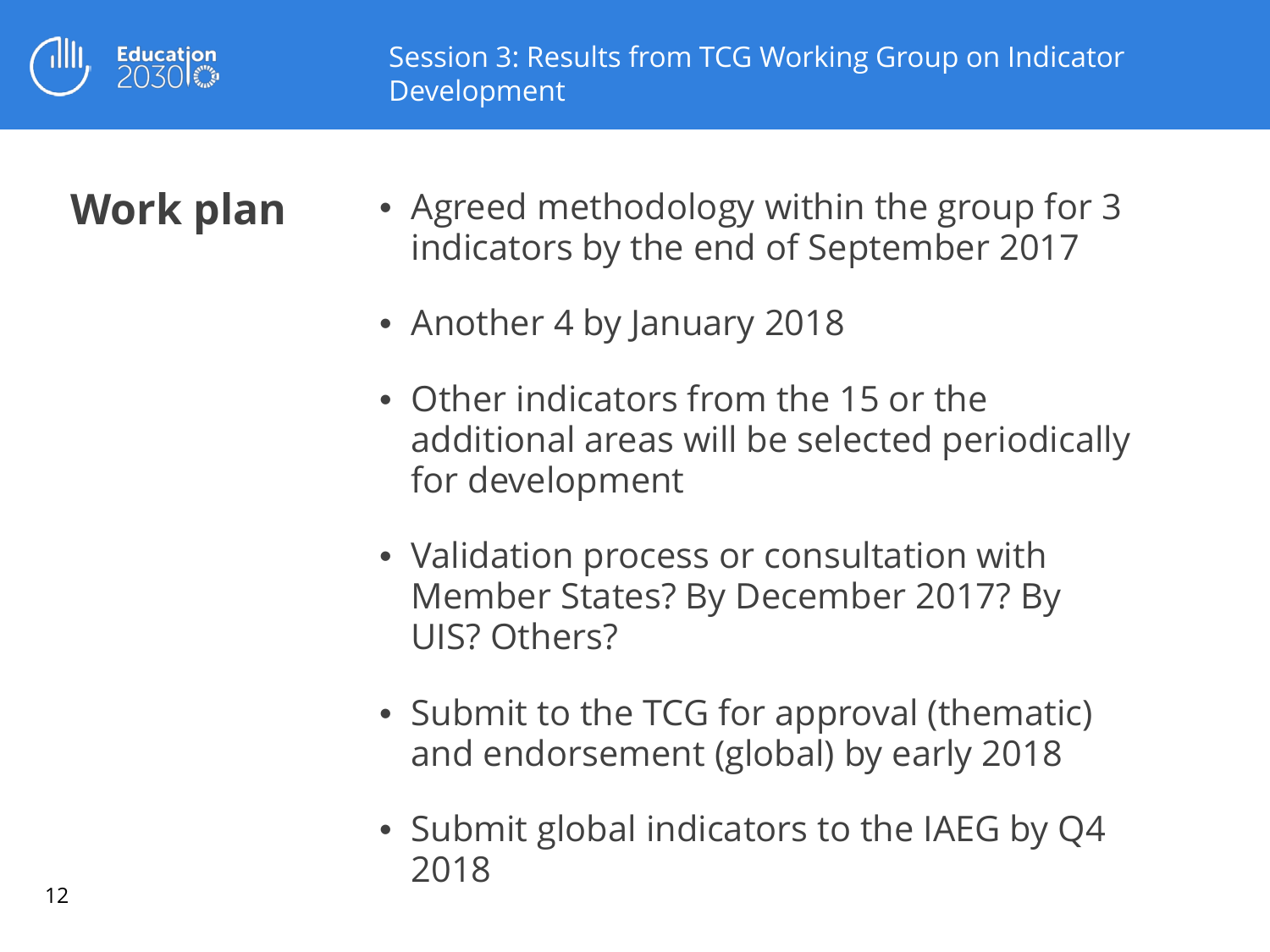## Work plan

- Agreed methodology within the group for 3 indicators by the end of September 2017
- Another 4 by January 2018
- Other indicators from the 15 or the additional areas will be selected periodically for development
- Validation process or consultation with Member States? By December 2017? By UIS? Others?
- Submit to the TCG for approval (thematic) and endorsement (global) by early 2018
- Submit global indicators to the IAEG by Q4 2018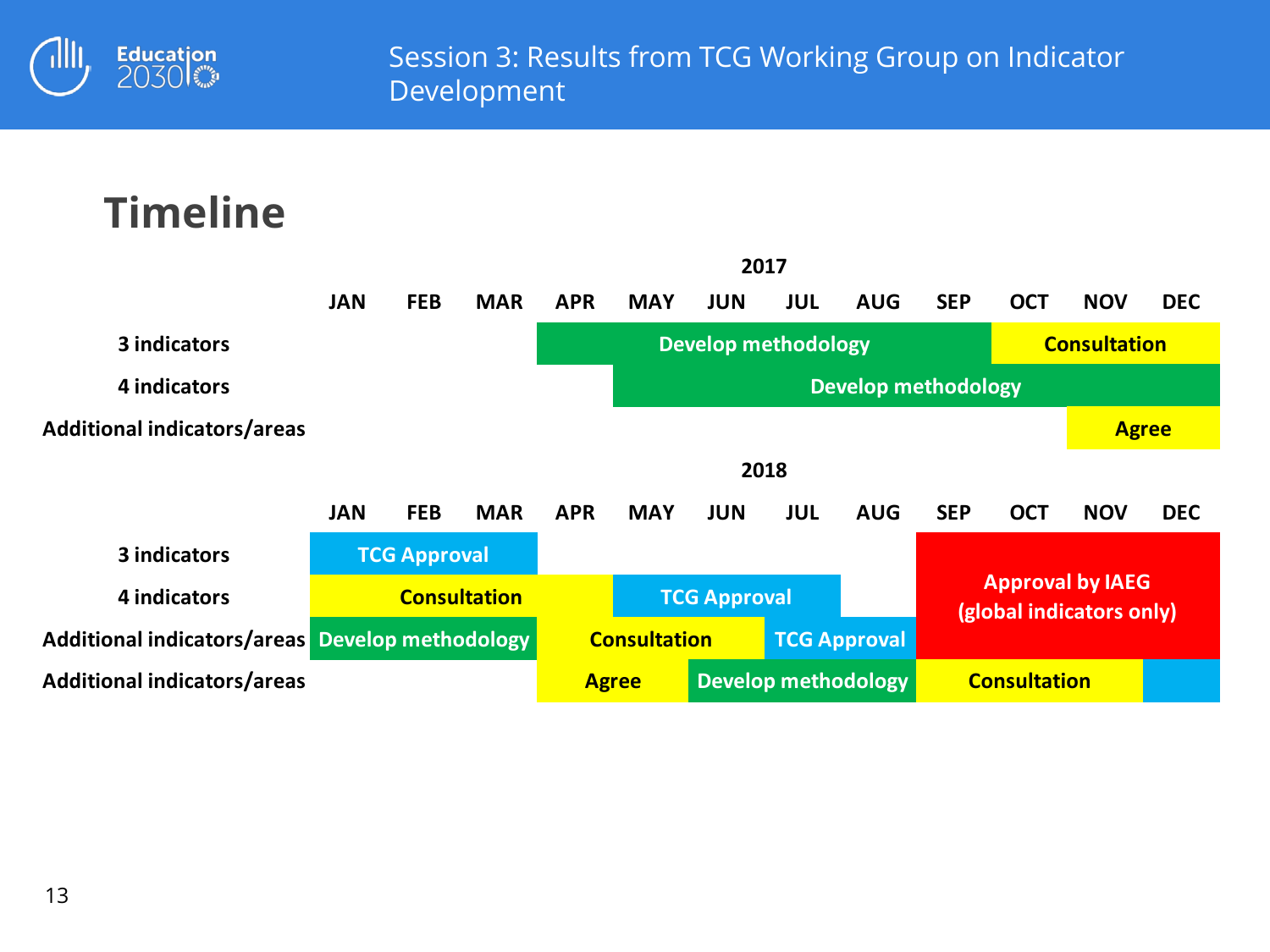# Timeline

**2017**

| | JAN | FEB | MAR | APR | MAY | JUN | JUL | AUG | SEP | OCT | NOV | DEC |
|---|---|---|---|---|---|---|---|---|---|---|---|---|
| 3 indicators | | | | Develop methodology | Develop methodology | Develop methodology | Develop methodology | Develop methodology | Develop methodology | Consultation | Consultation | Consultation |
| 4 indicators | | | | | Develop methodology | Develop methodology | Develop methodology | Develop methodology | Develop methodology | Develop methodology | Develop methodology | Develop methodology |
| Additional indicators/areas | | | | | | | | | | | Agree | Agree |

**2018**

| | JAN | FEB | MAR | APR | MAY | JUN | JUL | AUG | SEP | OCT | NOV | DEC |
|---|---|---|---|---|---|---|---|---|---|---|---|---|
| 3 indicators | TCG Approval | TCG Approval | TCG Approval | | | | | | Approval by IAEG (global indicators only) | Approval by IAEG (global indicators only) | Approval by IAEG (global indicators only) | Approval by IAEG (global indicators only) |
| 4 indicators | Consultation | Consultation | Consultation | Consultation | TCG Approval | TCG Approval | TCG Approval | | Approval by IAEG (global indicators only) | Approval by IAEG (global indicators only) | Approval by IAEG (global indicators only) | Approval by IAEG (global indicators only) |
| Additional indicators/areas | Develop methodology | Develop methodology | Develop methodology | Consultation | Consultation | Consultation | TCG Approval | TCG Approval | Approval by IAEG (global indicators only) | Approval by IAEG (global indicators only) | Approval by IAEG (global indicators only) | Approval by IAEG (global indicators only) |
| Additional indicators/areas | | | | Agree | Agree | Develop methodology | Develop methodology | Develop methodology | Consultation | Consultation | Consultation | |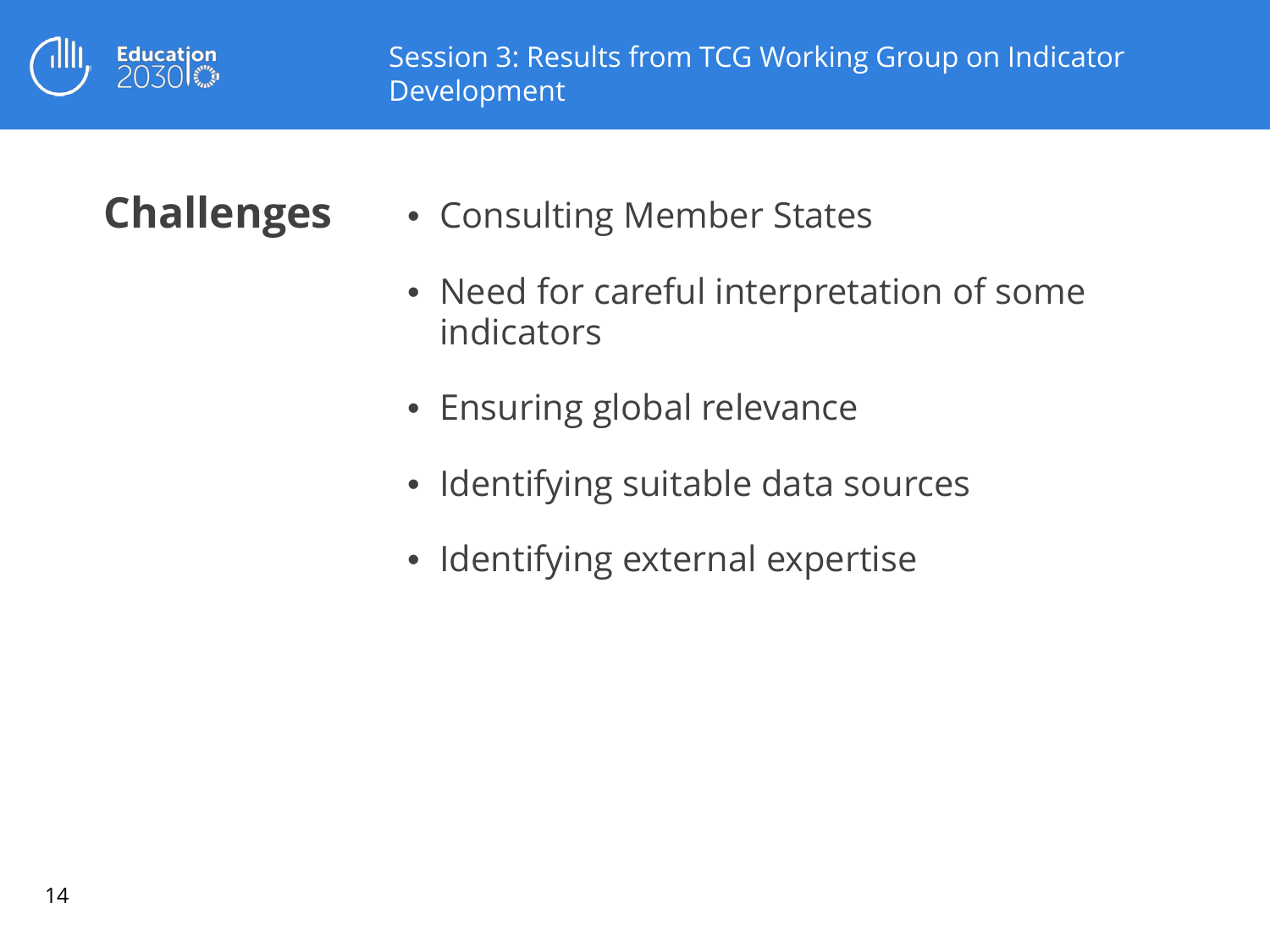## Challenges

- Consulting Member States
- Need for careful interpretation of some indicators
- Ensuring global relevance
- Identifying suitable data sources
- Identifying external expertise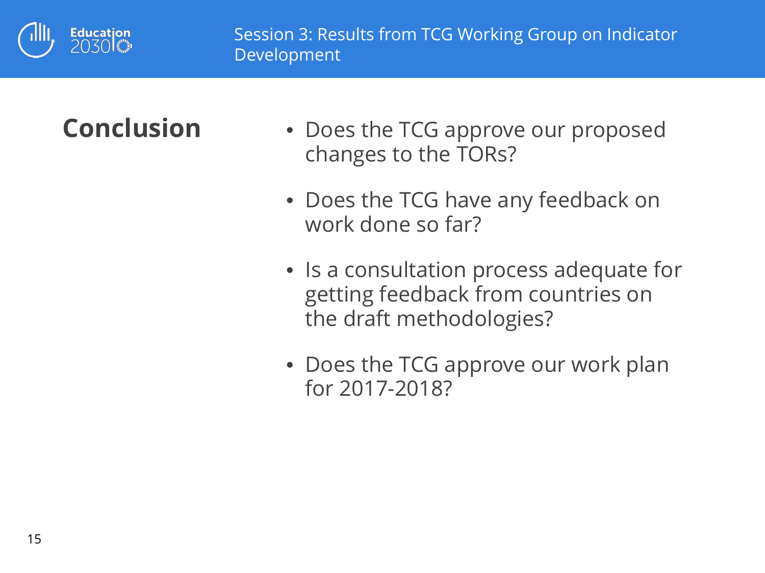## Conclusion

- Does the TCG approve our proposed changes to the TORs?
- Does the TCG have any feedback on work done so far?
- Is a consultation process adequate for getting feedback from countries on the draft methodologies?
- Does the TCG approve our work plan for 2017-2018?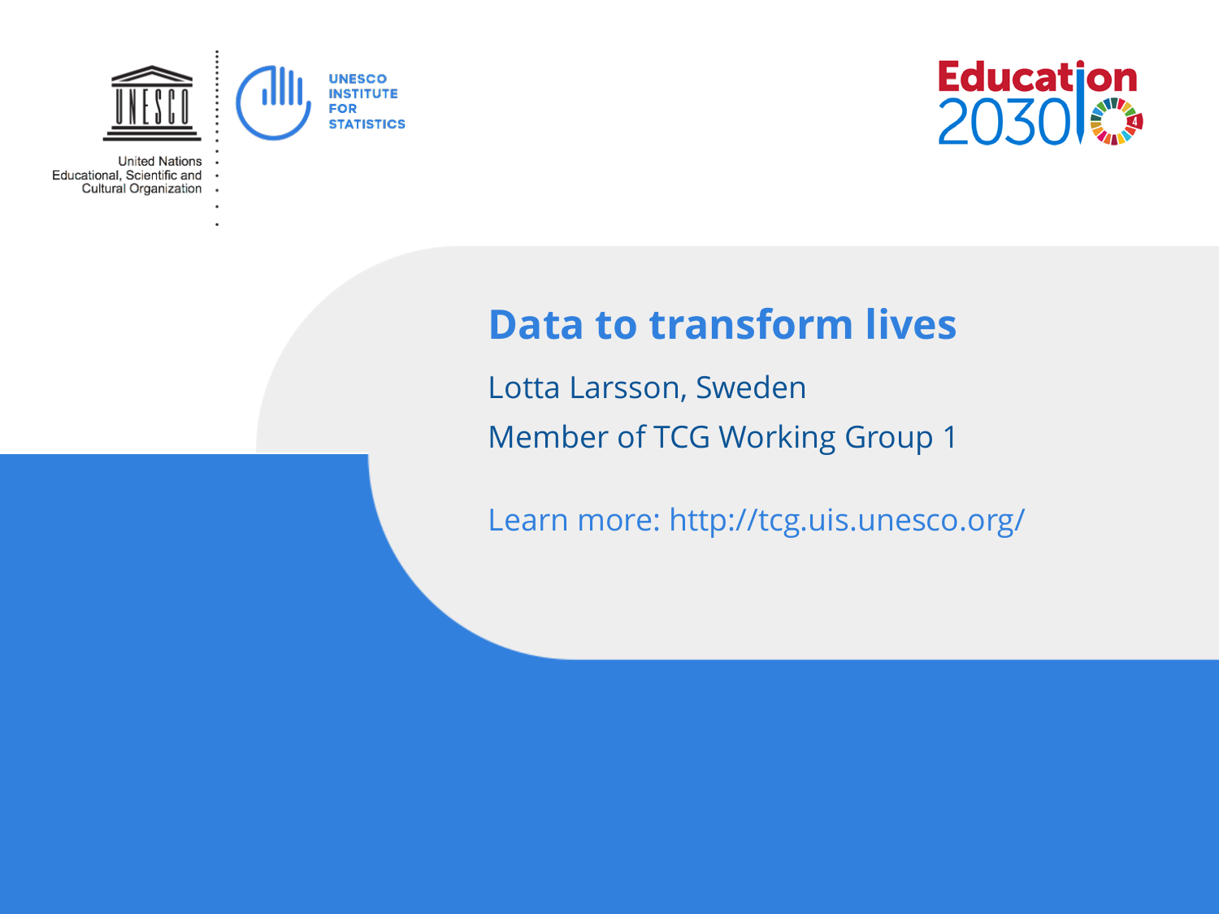United Nations Educational, Scientific and Cultural Organization

UNESCO INSTITUTE FOR STATISTICS

Education 2030

# Data to transform lives

Lotta Larsson, Sweden

Member of TCG Working Group 1

Learn more: http://tcg.uis.unesco.org/